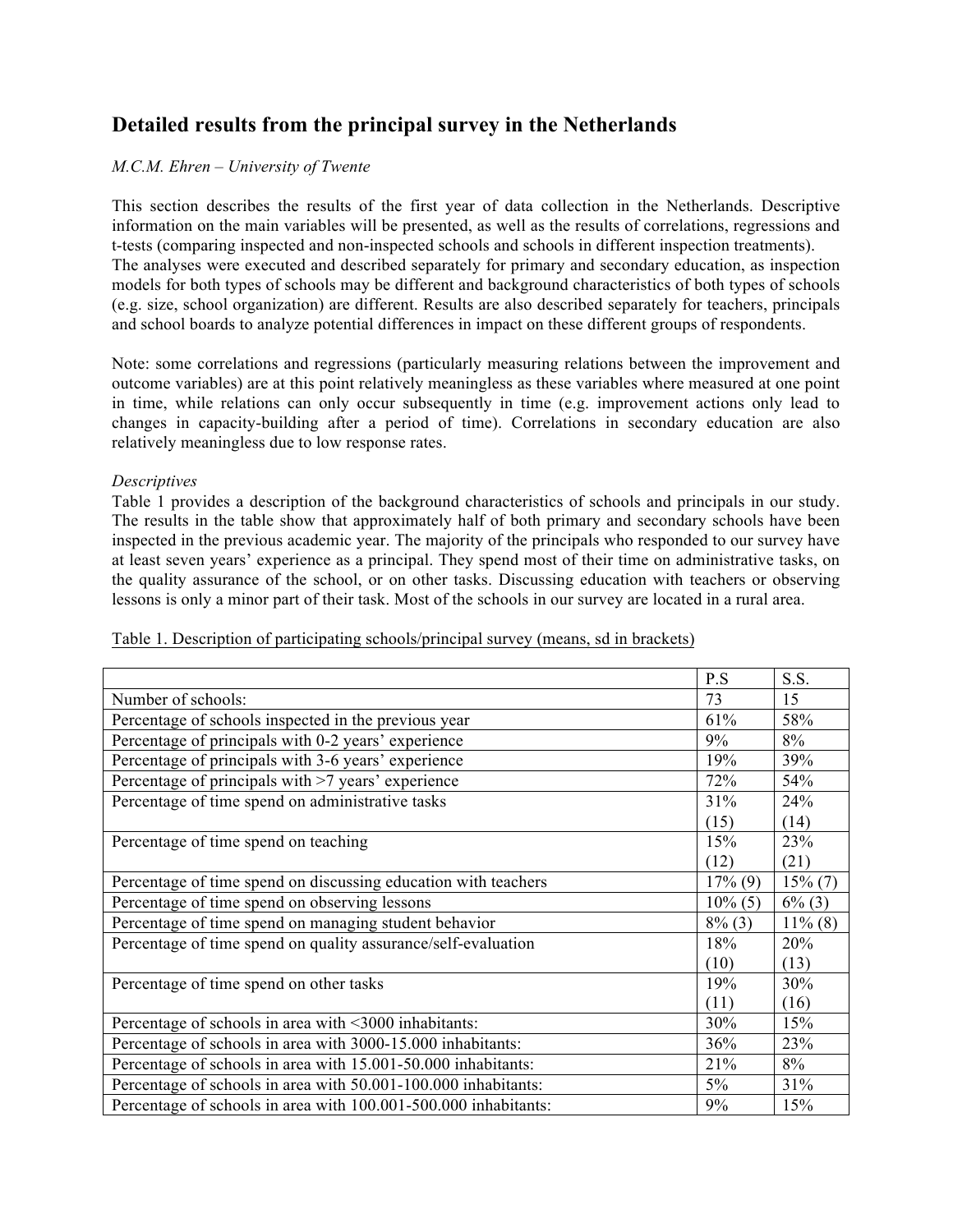# Detailed results from the principal survey in the Netherlands

*M.C.M. Ehren – University of Twente*

This section describes the results of the first year of data collection in the Netherlands. Descriptive information on the main variables will be presented, as well as the results of correlations, regressions and t-tests (comparing inspected and non-inspected schools and schools in different inspection treatments). The analyses were executed and described separately for primary and secondary education, as inspection models for both types of schools may be different and background characteristics of both types of schools (e.g. size, school organization) are different. Results are also described separately for teachers, principals and school boards to analyze potential differences in impact on these different groups of respondents.

Note: some correlations and regressions (particularly measuring relations between the improvement and outcome variables) are at this point relatively meaningless as these variables where measured at one point in time, while relations can only occur subsequently in time (e.g. improvement actions only lead to changes in capacity-building after a period of time). Correlations in secondary education are also relatively meaningless due to low response rates.

*Descriptives*

Table 1 provides a description of the background characteristics of schools and principals in our study. The results in the table show that approximately half of both primary and secondary schools have been inspected in the previous academic year. The majority of the principals who responded to our survey have at least seven years' experience as a principal. They spend most of their time on administrative tasks, on the quality assurance of the school, or on other tasks. Discussing education with teachers or observing lessons is only a minor part of their task. Most of the schools in our survey are located in a rural area.

Table 1. Description of participating schools/principal survey (means, sd in brackets)

| | P.S | S.S. |
|---|---|---|
| Number of schools: | 73 | 15 |
| Percentage of schools inspected in the previous year | 61% | 58% |
| Percentage of principals with 0-2 years' experience | 9% | 8% |
| Percentage of principals with 3-6 years' experience | 19% | 39% |
| Percentage of principals with >7 years' experience | 72% | 54% |
| Percentage of time spend on administrative tasks | 31% (15) | 24% (14) |
| Percentage of time spend on teaching | 15% (12) | 23% (21) |
| Percentage of time spend on discussing education with teachers | 17% (9) | 15% (7) |
| Percentage of time spend on observing lessons | 10% (5) | 6% (3) |
| Percentage of time spend on managing student behavior | 8% (3) | 11% (8) |
| Percentage of time spend on quality assurance/self-evaluation | 18% (10) | 20% (13) |
| Percentage of time spend on other tasks | 19% (11) | 30% (16) |
| Percentage of schools in area with <3000 inhabitants: | 30% | 15% |
| Percentage of schools in area with 3000-15.000 inhabitants: | 36% | 23% |
| Percentage of schools in area with 15.001-50.000 inhabitants: | 21% | 8% |
| Percentage of schools in area with 50.001-100.000 inhabitants: | 5% | 31% |
| Percentage of schools in area with 100.001-500.000 inhabitants: | 9% | 15% |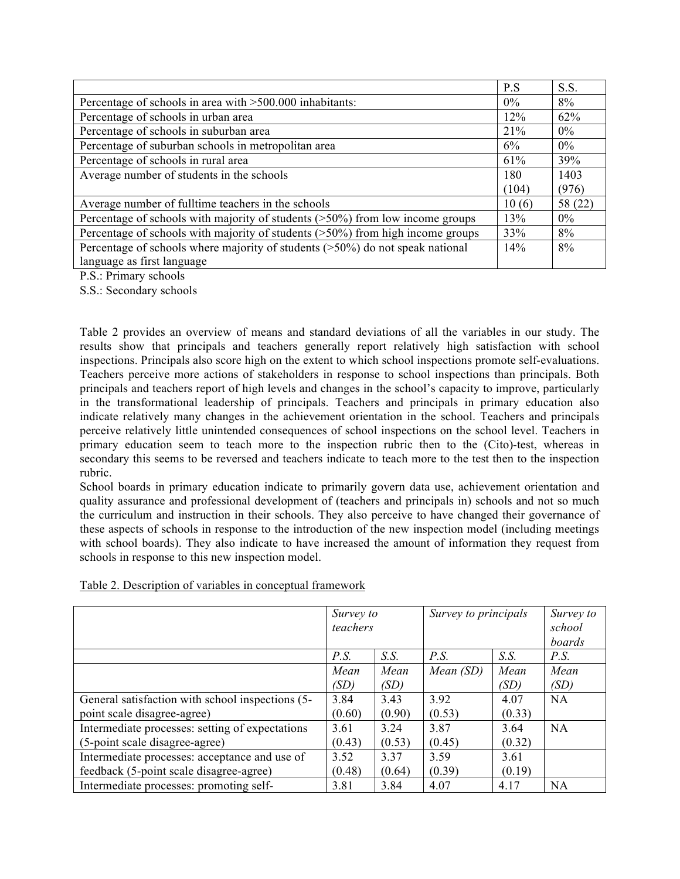| | P.S | S.S. |
|---|---|---|
| Percentage of schools in area with >500.000 inhabitants: | 0% | 8% |
| Percentage of schools in urban area | 12% | 62% |
| Percentage of schools in suburban area | 21% | 0% |
| Percentage of suburban schools in metropolitan area | 6% | 0% |
| Percentage of schools in rural area | 61% | 39% |
| Average number of students in the schools | 180 (104) | 1403 (976) |
| Average number of fulltime teachers in the schools | 10 (6) | 58 (22) |
| Percentage of schools with majority of students (>50%) from low income groups | 13% | 0% |
| Percentage of schools with majority of students (>50%) from high income groups | 33% | 8% |
| Percentage of schools where majority of students (>50%) do not speak national language as first language | 14% | 8% |

P.S.: Primary schools

S.S.: Secondary schools

Table 2 provides an overview of means and standard deviations of all the variables in our study. The results show that principals and teachers generally report relatively high satisfaction with school inspections. Principals also score high on the extent to which school inspections promote self-evaluations. Teachers perceive more actions of stakeholders in response to school inspections than principals. Both principals and teachers report of high levels and changes in the school's capacity to improve, particularly in the transformational leadership of principals. Teachers and principals in primary education also indicate relatively many changes in the achievement orientation in the school. Teachers and principals perceive relatively little unintended consequences of school inspections on the school level. Teachers in primary education seem to teach more to the inspection rubric then to the (Cito)-test, whereas in secondary this seems to be reversed and teachers indicate to teach more to the test then to the inspection rubric.

School boards in primary education indicate to primarily govern data use, achievement orientation and quality assurance and professional development of (teachers and principals in) schools and not so much the curriculum and instruction in their schools. They also perceive to have changed their governance of these aspects of schools in response to the introduction of the new inspection model (including meetings with school boards). They also indicate to have increased the amount of information they request from schools in response to this new inspection model.

Table 2. Description of variables in conceptual framework

| | *Survey to teachers* | | *Survey to principals* | | *Survey to school boards* |
|---|---|---|---|---|---|
| | *P.S.* | *S.S.* | *P.S.* | *S.S.* | *P.S.* |
| | *Mean (SD)* | *Mean (SD)* | *Mean (SD)* | *Mean (SD)* | *Mean (SD)* |
| General satisfaction with school inspections (5-point scale disagree-agree) | 3.84 (0.60) | 3.43 (0.90) | 3.92 (0.53) | 4.07 (0.33) | NA |
| Intermediate processes: setting of expectations (5-point scale disagree-agree) | 3.61 (0.43) | 3.24 (0.53) | 3.87 (0.45) | 3.64 (0.32) | NA |
| Intermediate processes: acceptance and use of feedback (5-point scale disagree-agree) | 3.52 (0.48) | 3.37 (0.64) | 3.59 (0.39) | 3.61 (0.19) | |
| Intermediate processes: promoting self- | 3.81 | 3.84 | 4.07 | 4.17 | NA |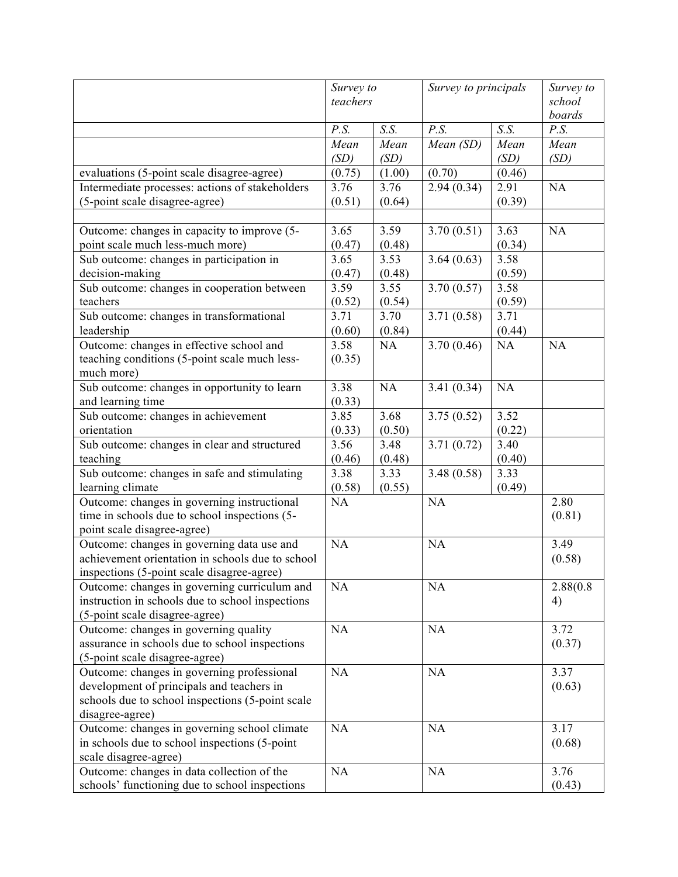| | Survey to teachers | | Survey to principals | | Survey to school boards |
|---|---|---|---|---|---|
| | P.S. | S.S. | P.S. | S.S. | P.S. |
| | Mean (SD) | Mean (SD) | Mean (SD) | Mean (SD) | Mean (SD) |
| evaluations (5-point scale disagree-agree) | (0.75) | (1.00) | (0.70) | (0.46) | |
| Intermediate processes: actions of stakeholders (5-point scale disagree-agree) | 3.76 (0.51) | 3.76 (0.64) | 2.94 (0.34) | 2.91 (0.39) | NA |
| | | | | | |
| Outcome: changes in capacity to improve (5-point scale much less-much more) | 3.65 (0.47) | 3.59 (0.48) | 3.70 (0.51) | 3.63 (0.34) | NA |
| Sub outcome: changes in participation in decision-making | 3.65 (0.47) | 3.53 (0.48) | 3.64 (0.63) | 3.58 (0.59) | |
| Sub outcome: changes in cooperation between teachers | 3.59 (0.52) | 3.55 (0.54) | 3.70 (0.57) | 3.58 (0.59) | |
| Sub outcome: changes in transformational leadership | 3.71 (0.60) | 3.70 (0.84) | 3.71 (0.58) | 3.71 (0.44) | |
| Outcome: changes in effective school and teaching conditions (5-point scale much less-much more) | 3.58 (0.35) | NA | 3.70 (0.46) | NA | NA |
| Sub outcome: changes in opportunity to learn and learning time | 3.38 (0.33) | NA | 3.41 (0.34) | NA | |
| Sub outcome: changes in achievement orientation | 3.85 (0.33) | 3.68 (0.50) | 3.75 (0.52) | 3.52 (0.22) | |
| Sub outcome: changes in clear and structured teaching | 3.56 (0.46) | 3.48 (0.48) | 3.71 (0.72) | 3.40 (0.40) | |
| Sub outcome: changes in safe and stimulating learning climate | 3.38 (0.58) | 3.33 (0.55) | 3.48 (0.58) | 3.33 (0.49) | |
| Outcome: changes in governing instructional time in schools due to school inspections (5-point scale disagree-agree) | NA | | NA | | 2.80 (0.81) |
| Outcome: changes in governing data use and achievement orientation in schools due to school inspections (5-point scale disagree-agree) | NA | | NA | | 3.49 (0.58) |
| Outcome: changes in governing curriculum and instruction in schools due to school inspections (5-point scale disagree-agree) | NA | | NA | | 2.88(0.84) |
| Outcome: changes in governing quality assurance in schools due to school inspections (5-point scale disagree-agree) | NA | | NA | | 3.72 (0.37) |
| Outcome: changes in governing professional development of principals and teachers in schools due to school inspections (5-point scale disagree-agree) | NA | | NA | | 3.37 (0.63) |
| Outcome: changes in governing school climate in schools due to school inspections (5-point scale disagree-agree) | NA | | NA | | 3.17 (0.68) |
| Outcome: changes in data collection of the schools' functioning due to school inspections | NA | | NA | | 3.76 (0.43) |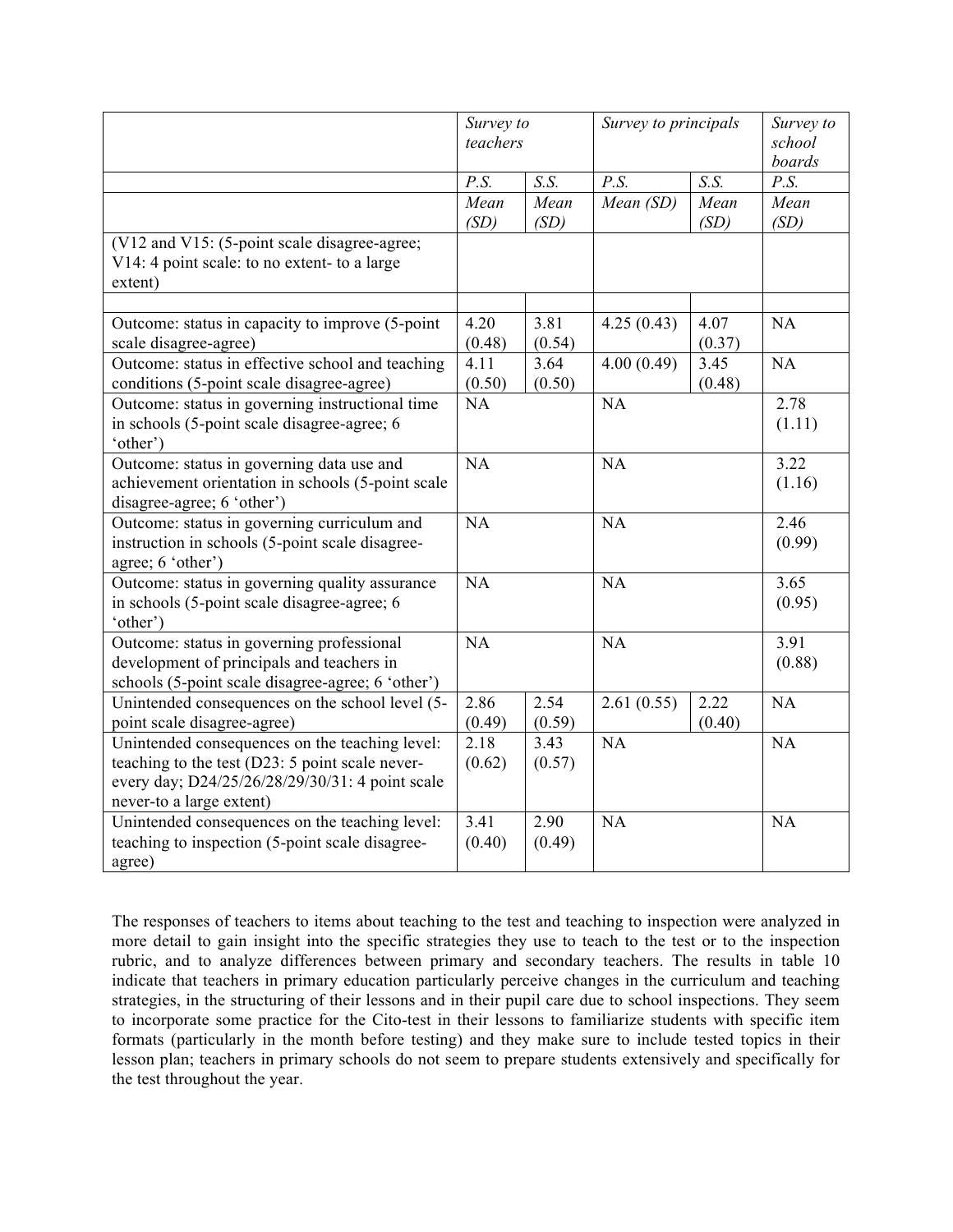| | Survey to teachers | | Survey to principals | | Survey to school boards |
|---|---|---|---|---|---|
| | P.S. | S.S. | P.S. | S.S. | P.S. |
| | Mean (SD) | Mean (SD) | Mean (SD) | Mean (SD) | Mean (SD) |
| (V12 and V15: (5-point scale disagree-agree; V14: 4 point scale: to no extent- to a large extent) | | | | | |
| | | | | | |
| Outcome: status in capacity to improve (5-point scale disagree-agree) | 4.20 (0.48) | 3.81 (0.54) | 4.25 (0.43) | 4.07 (0.37) | NA |
| Outcome: status in effective school and teaching conditions (5-point scale disagree-agree) | 4.11 (0.50) | 3.64 (0.50) | 4.00 (0.49) | 3.45 (0.48) | NA |
| Outcome: status in governing instructional time in schools (5-point scale disagree-agree; 6 'other') | NA | | NA | | 2.78 (1.11) |
| Outcome: status in governing data use and achievement orientation in schools (5-point scale disagree-agree; 6 'other') | NA | | NA | | 3.22 (1.16) |
| Outcome: status in governing curriculum and instruction in schools (5-point scale disagree-agree; 6 'other') | NA | | NA | | 2.46 (0.99) |
| Outcome: status in governing quality assurance in schools (5-point scale disagree-agree; 6 'other') | NA | | NA | | 3.65 (0.95) |
| Outcome: status in governing professional development of principals and teachers in schools (5-point scale disagree-agree; 6 'other') | NA | | NA | | 3.91 (0.88) |
| Unintended consequences on the school level (5-point scale disagree-agree) | 2.86 (0.49) | 2.54 (0.59) | 2.61 (0.55) | 2.22 (0.40) | NA |
| Unintended consequences on the teaching level: teaching to the test (D23: 5 point scale never-every day; D24/25/26/28/29/30/31: 4 point scale never-to a large extent) | 2.18 (0.62) | 3.43 (0.57) | NA | | NA |
| Unintended consequences on the teaching level: teaching to inspection (5-point scale disagree-agree) | 3.41 (0.40) | 2.90 (0.49) | NA | | NA |

The responses of teachers to items about teaching to the test and teaching to inspection were analyzed in more detail to gain insight into the specific strategies they use to teach to the test or to the inspection rubric, and to analyze differences between primary and secondary teachers. The results in table 10 indicate that teachers in primary education particularly perceive changes in the curriculum and teaching strategies, in the structuring of their lessons and in their pupil care due to school inspections. They seem to incorporate some practice for the Cito-test in their lessons to familiarize students with specific item formats (particularly in the month before testing) and they make sure to include tested topics in their lesson plan; teachers in primary schools do not seem to prepare students extensively and specifically for the test throughout the year.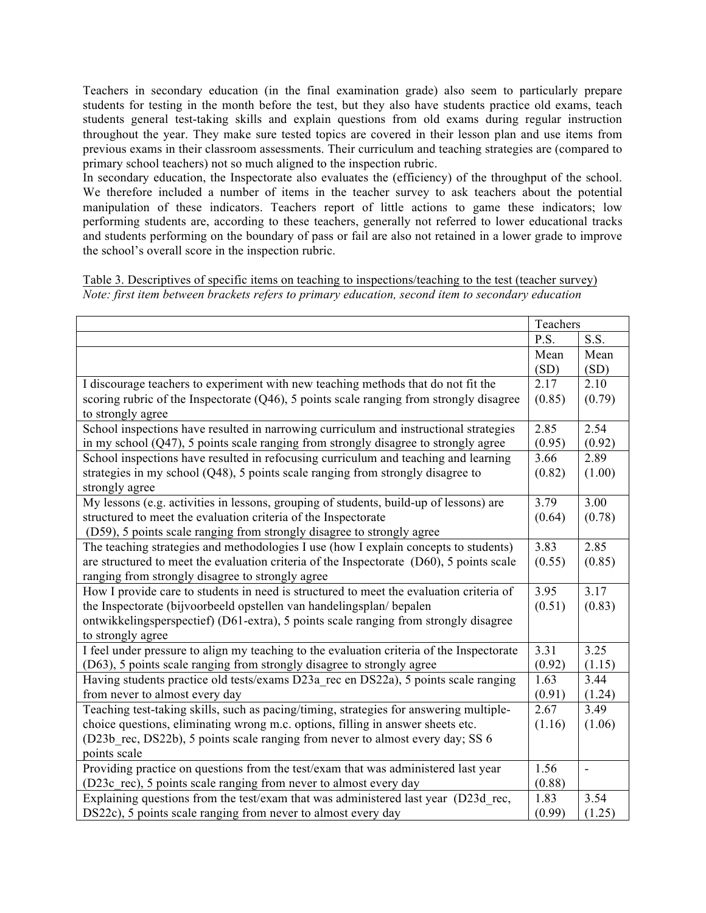Teachers in secondary education (in the final examination grade) also seem to particularly prepare students for testing in the month before the test, but they also have students practice old exams, teach students general test-taking skills and explain questions from old exams during regular instruction throughout the year. They make sure tested topics are covered in their lesson plan and use items from previous exams in their classroom assessments. Their curriculum and teaching strategies are (compared to primary school teachers) not so much aligned to the inspection rubric.

In secondary education, the Inspectorate also evaluates the (efficiency) of the throughput of the school. We therefore included a number of items in the teacher survey to ask teachers about the potential manipulation of these indicators. Teachers report of little actions to game these indicators; low performing students are, according to these teachers, generally not referred to lower educational tracks and students performing on the boundary of pass or fail are also not retained in a lower grade to improve the school's overall score in the inspection rubric.

Table 3. Descriptives of specific items on teaching to inspections/teaching to the test (teacher survey)
*Note: first item between brackets refers to primary education, second item to secondary education*

| | Teachers | |
|---|---|---|
| | P.S. | S.S. |
| | Mean (SD) | Mean (SD) |
| I discourage teachers to experiment with new teaching methods that do not fit the scoring rubric of the Inspectorate (Q46), 5 points scale ranging from strongly disagree to strongly agree | 2.17 (0.85) | 2.10 (0.79) |
| School inspections have resulted in narrowing curriculum and instructional strategies in my school (Q47), 5 points scale ranging from strongly disagree to strongly agree | 2.85 (0.95) | 2.54 (0.92) |
| School inspections have resulted in refocusing curriculum and teaching and learning strategies in my school (Q48), 5 points scale ranging from strongly disagree to strongly agree | 3.66 (0.82) | 2.89 (1.00) |
| My lessons (e.g. activities in lessons, grouping of students, build-up of lessons) are structured to meet the evaluation criteria of the Inspectorate (D59), 5 points scale ranging from strongly disagree to strongly agree | 3.79 (0.64) | 3.00 (0.78) |
| The teaching strategies and methodologies I use (how I explain concepts to students) are structured to meet the evaluation criteria of the Inspectorate (D60), 5 points scale ranging from strongly disagree to strongly agree | 3.83 (0.55) | 2.85 (0.85) |
| How I provide care to students in need is structured to meet the evaluation criteria of the Inspectorate (bijvoorbeeld opstellen van handelingsplan/ bepalen ontwikkelingsperspectief) (D61-extra), 5 points scale ranging from strongly disagree to strongly agree | 3.95 (0.51) | 3.17 (0.83) |
| I feel under pressure to align my teaching to the evaluation criteria of the Inspectorate (D63), 5 points scale ranging from strongly disagree to strongly agree | 3.31 (0.92) | 3.25 (1.15) |
| Having students practice old tests/exams D23a_rec en DS22a), 5 points scale ranging from never to almost every day | 1.63 (0.91) | 3.44 (1.24) |
| Teaching test-taking skills, such as pacing/timing, strategies for answering multiple-choice questions, eliminating wrong m.c. options, filling in answer sheets etc. (D23b_rec, DS22b), 5 points scale ranging from never to almost every day; SS 6 points scale | 2.67 (1.16) | 3.49 (1.06) |
| Providing practice on questions from the test/exam that was administered last year (D23c_rec), 5 points scale ranging from never to almost every day | 1.56 (0.88) | - |
| Explaining questions from the test/exam that was administered last year (D23d_rec, DS22c), 5 points scale ranging from never to almost every day | 1.83 (0.99) | 3.54 (1.25) |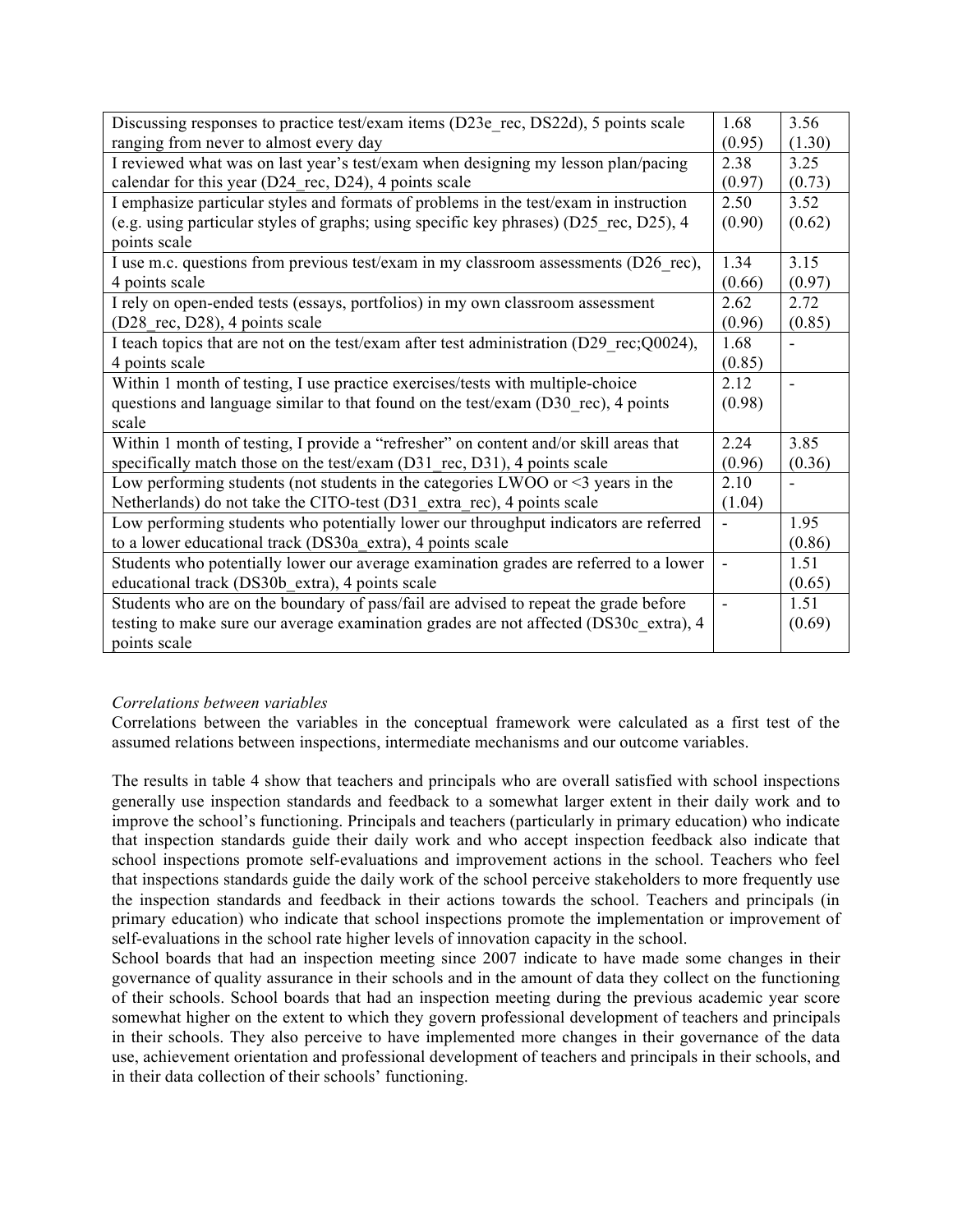| | | |
|---|---|---|
| Discussing responses to practice test/exam items (D23e_rec, DS22d), 5 points scale ranging from never to almost every day | 1.68 (0.95) | 3.56 (1.30) |
| I reviewed what was on last year's test/exam when designing my lesson plan/pacing calendar for this year (D24_rec, D24), 4 points scale | 2.38 (0.97) | 3.25 (0.73) |
| I emphasize particular styles and formats of problems in the test/exam in instruction (e.g. using particular styles of graphs; using specific key phrases) (D25_rec, D25), 4 points scale | 2.50 (0.90) | 3.52 (0.62) |
| I use m.c. questions from previous test/exam in my classroom assessments (D26_rec), 4 points scale | 1.34 (0.66) | 3.15 (0.97) |
| I rely on open-ended tests (essays, portfolios) in my own classroom assessment (D28_rec, D28), 4 points scale | 2.62 (0.96) | 2.72 (0.85) |
| I teach topics that are not on the test/exam after test administration (D29_rec;Q0024), 4 points scale | 1.68 (0.85) | - |
| Within 1 month of testing, I use practice exercises/tests with multiple-choice questions and language similar to that found on the test/exam (D30_rec), 4 points scale | 2.12 (0.98) | - |
| Within 1 month of testing, I provide a "refresher" on content and/or skill areas that specifically match those on the test/exam (D31_rec, D31), 4 points scale | 2.24 (0.96) | 3.85 (0.36) |
| Low performing students (not students in the categories LWOO or <3 years in the Netherlands) do not take the CITO-test (D31_extra_rec), 4 points scale | 2.10 (1.04) | - |
| Low performing students who potentially lower our throughput indicators are referred to a lower educational track (DS30a_extra), 4 points scale | - | 1.95 (0.86) |
| Students who potentially lower our average examination grades are referred to a lower educational track (DS30b_extra), 4 points scale | - | 1.51 (0.65) |
| Students who are on the boundary of pass/fail are advised to repeat the grade before testing to make sure our average examination grades are not affected (DS30c_extra), 4 points scale | - | 1.51 (0.69) |

*Correlations between variables*

Correlations between the variables in the conceptual framework were calculated as a first test of the assumed relations between inspections, intermediate mechanisms and our outcome variables.

The results in table 4 show that teachers and principals who are overall satisfied with school inspections generally use inspection standards and feedback to a somewhat larger extent in their daily work and to improve the school's functioning. Principals and teachers (particularly in primary education) who indicate that inspection standards guide their daily work and who accept inspection feedback also indicate that school inspections promote self-evaluations and improvement actions in the school. Teachers who feel that inspections standards guide the daily work of the school perceive stakeholders to more frequently use the inspection standards and feedback in their actions towards the school. Teachers and principals (in primary education) who indicate that school inspections promote the implementation or improvement of self-evaluations in the school rate higher levels of innovation capacity in the school.

School boards that had an inspection meeting since 2007 indicate to have made some changes in their governance of quality assurance in their schools and in the amount of data they collect on the functioning of their schools. School boards that had an inspection meeting during the previous academic year score somewhat higher on the extent to which they govern professional development of teachers and principals in their schools. They also perceive to have implemented more changes in their governance of the data use, achievement orientation and professional development of teachers and principals in their schools, and in their data collection of their schools' functioning.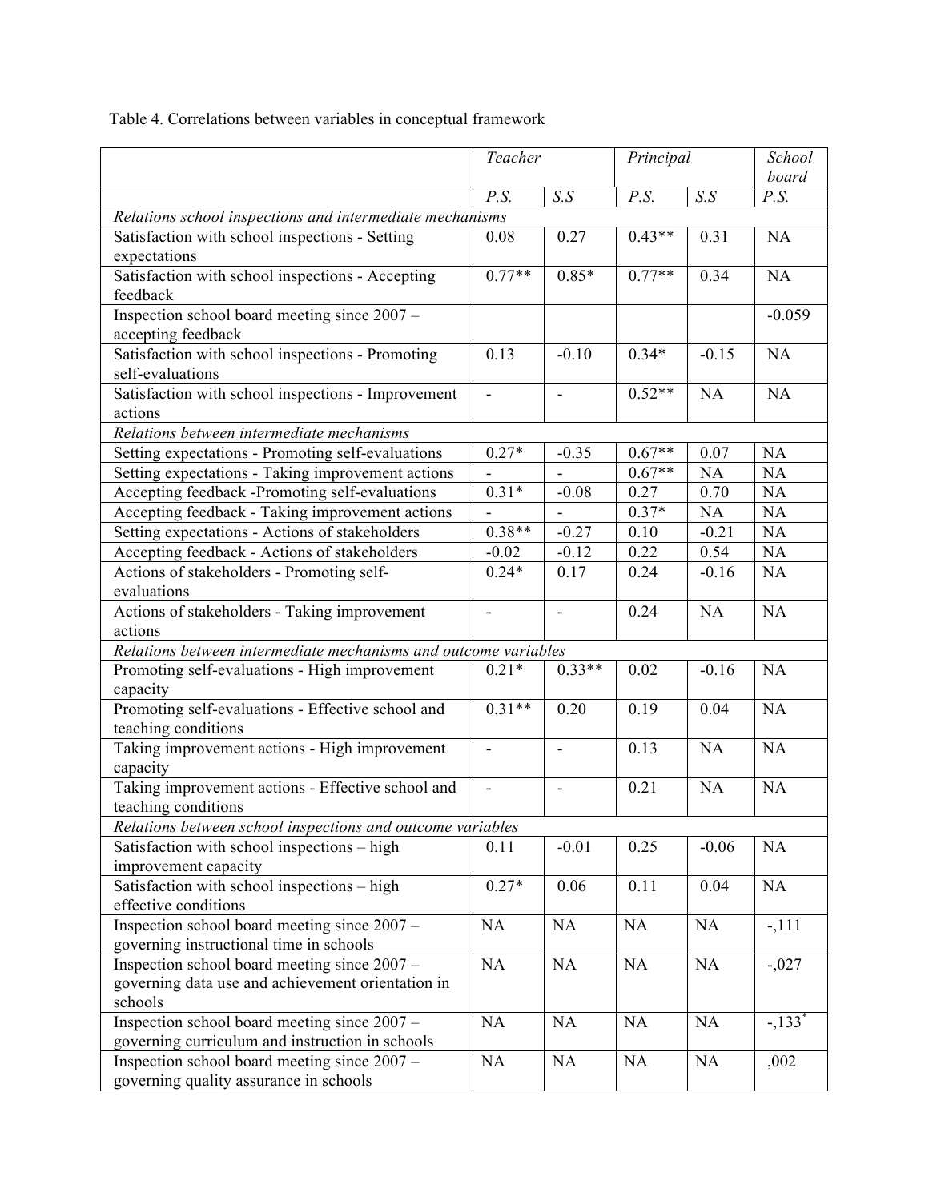Table 4. Correlations between variables in conceptual framework

| | *Teacher* | | *Principal* | | *School board* |
|---|---|---|---|---|---|
| | *P.S.* | *S.S* | *P.S.* | *S.S* | *P.S.* |
| *Relations school inspections and intermediate mechanisms* | | | | | |
| Satisfaction with school inspections - Setting expectations | 0.08 | 0.27 | 0.43** | 0.31 | NA |
| Satisfaction with school inspections - Accepting feedback | 0.77** | 0.85* | 0.77** | 0.34 | NA |
| Inspection school board meeting since 2007 – accepting feedback | | | | | -0.059 |
| Satisfaction with school inspections - Promoting self-evaluations | 0.13 | -0.10 | 0.34* | -0.15 | NA |
| Satisfaction with school inspections - Improvement actions | - | - | 0.52** | NA | NA |
| *Relations between intermediate mechanisms* | | | | | |
| Setting expectations - Promoting self-evaluations | 0.27* | -0.35 | 0.67** | 0.07 | NA |
| Setting expectations - Taking improvement actions | - | - | 0.67** | NA | NA |
| Accepting feedback -Promoting self-evaluations | 0.31* | -0.08 | 0.27 | 0.70 | NA |
| Accepting feedback - Taking improvement actions | - | - | 0.37* | NA | NA |
| Setting expectations - Actions of stakeholders | 0.38** | -0.27 | 0.10 | -0.21 | NA |
| Accepting feedback - Actions of stakeholders | -0.02 | -0.12 | 0.22 | 0.54 | NA |
| Actions of stakeholders - Promoting self-evaluations | 0.24* | 0.17 | 0.24 | -0.16 | NA |
| Actions of stakeholders - Taking improvement actions | - | - | 0.24 | NA | NA |
| *Relations between intermediate mechanisms and outcome variables* | | | | | |
| Promoting self-evaluations - High improvement capacity | 0.21* | 0.33** | 0.02 | -0.16 | NA |
| Promoting self-evaluations - Effective school and teaching conditions | 0.31** | 0.20 | 0.19 | 0.04 | NA |
| Taking improvement actions - High improvement capacity | - | - | 0.13 | NA | NA |
| Taking improvement actions - Effective school and teaching conditions | - | - | 0.21 | NA | NA |
| *Relations between school inspections and outcome variables* | | | | | |
| Satisfaction with school inspections – high improvement capacity | 0.11 | -0.01 | 0.25 | -0.06 | NA |
| Satisfaction with school inspections – high effective conditions | 0.27* | 0.06 | 0.11 | 0.04 | NA |
| Inspection school board meeting since 2007 – governing instructional time in schools | NA | NA | NA | NA | -,111 |
| Inspection school board meeting since 2007 – governing data use and achievement orientation in schools | NA | NA | NA | NA | -,027 |
| Inspection school board meeting since 2007 – governing curriculum and instruction in schools | NA | NA | NA | NA | -,133* |
| Inspection school board meeting since 2007 – governing quality assurance in schools | NA | NA | NA | NA | ,002 |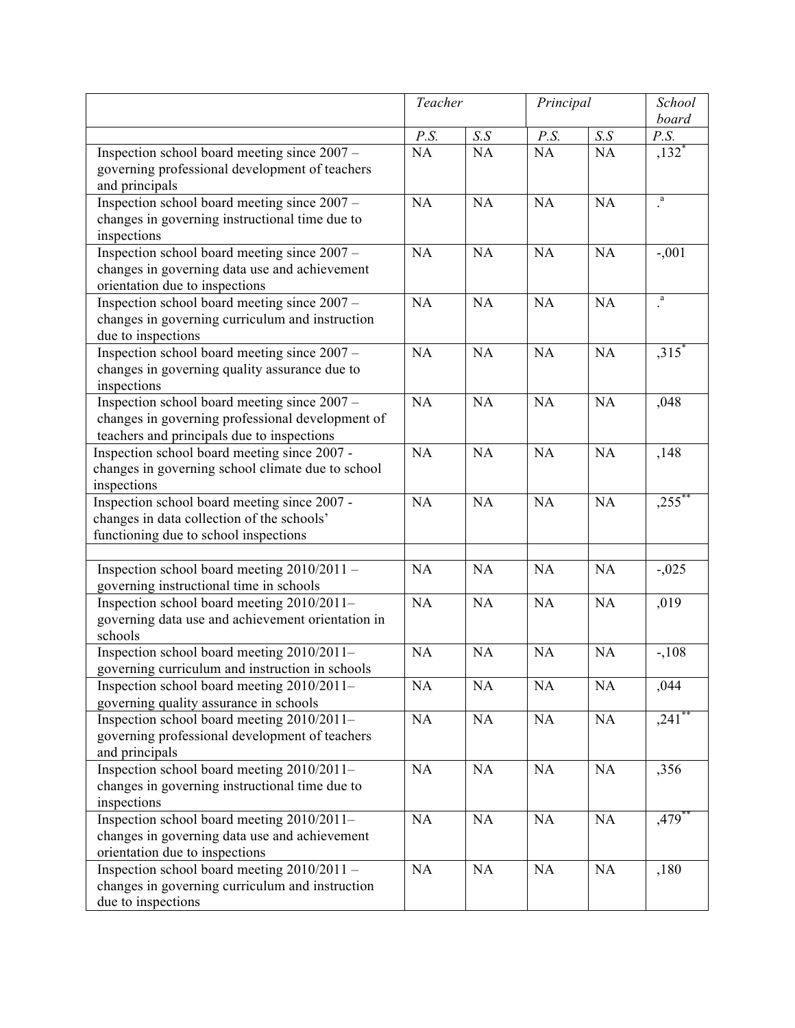| | *Teacher* | | *Principal* | | *School board* |
|---|---|---|---|---|---|
| | *P.S.* | *S.S* | *P.S.* | *S.S* | *P.S.* |
| Inspection school board meeting since 2007 – governing professional development of teachers and principals | NA | NA | NA | NA | ,132* |
| Inspection school board meeting since 2007 – changes in governing instructional time due to inspections | NA | NA | NA | NA | .[a] |
| Inspection school board meeting since 2007 – changes in governing data use and achievement orientation due to inspections | NA | NA | NA | NA | -,001 |
| Inspection school board meeting since 2007 – changes in governing curriculum and instruction due to inspections | NA | NA | NA | NA | .[a] |
| Inspection school board meeting since 2007 – changes in governing quality assurance due to inspections | NA | NA | NA | NA | ,315* |
| Inspection school board meeting since 2007 – changes in governing professional development of teachers and principals due to inspections | NA | NA | NA | NA | ,048 |
| Inspection school board meeting since 2007 - changes in governing school climate due to school inspections | NA | NA | NA | NA | ,148 |
| Inspection school board meeting since 2007 - changes in data collection of the schools' functioning due to school inspections | NA | NA | NA | NA | ,255** |
| | | | | | |
| Inspection school board meeting 2010/2011 – governing instructional time in schools | NA | NA | NA | NA | -,025 |
| Inspection school board meeting 2010/2011– governing data use and achievement orientation in schools | NA | NA | NA | NA | ,019 |
| Inspection school board meeting 2010/2011– governing curriculum and instruction in schools | NA | NA | NA | NA | -,108 |
| Inspection school board meeting 2010/2011– governing quality assurance in schools | NA | NA | NA | NA | ,044 |
| Inspection school board meeting 2010/2011– governing professional development of teachers and principals | NA | NA | NA | NA | ,241** |
| Inspection school board meeting 2010/2011– changes in governing instructional time due to inspections | NA | NA | NA | NA | ,356 |
| Inspection school board meeting 2010/2011– changes in governing data use and achievement orientation due to inspections | NA | NA | NA | NA | ,479** |
| Inspection school board meeting 2010/2011 – changes in governing curriculum and instruction due to inspections | NA | NA | NA | NA | ,180 |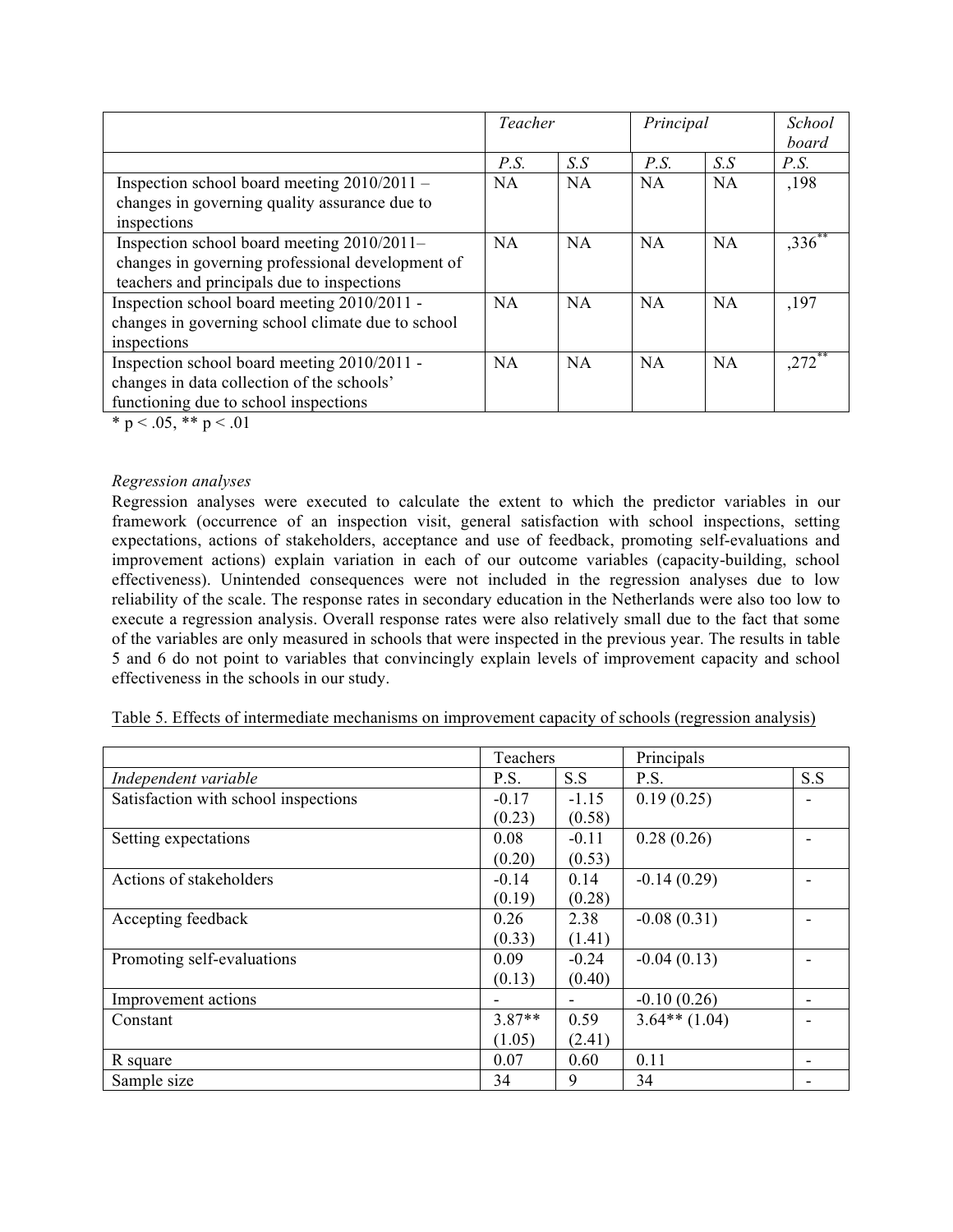| | *Teacher* | | *Principal* | | *School board* |
|---|---|---|---|---|---|
| | *P.S.* | *S.S* | *P.S.* | *S.S* | *P.S.* |
| Inspection school board meeting 2010/2011 – changes in governing quality assurance due to inspections | NA | NA | NA | NA | ,198 |
| Inspection school board meeting 2010/2011– changes in governing professional development of teachers and principals due to inspections | NA | NA | NA | NA | ,336** |
| Inspection school board meeting 2010/2011 - changes in governing school climate due to school inspections | NA | NA | NA | NA | ,197 |
| Inspection school board meeting 2010/2011 - changes in data collection of the schools' functioning due to school inspections | NA | NA | NA | NA | ,272** |

* $p < .05$, ** $p < .01$

*Regression analyses*

Regression analyses were executed to calculate the extent to which the predictor variables in our framework (occurrence of an inspection visit, general satisfaction with school inspections, setting expectations, actions of stakeholders, acceptance and use of feedback, promoting self-evaluations and improvement actions) explain variation in each of our outcome variables (capacity-building, school effectiveness). Unintended consequences were not included in the regression analyses due to low reliability of the scale. The response rates in secondary education in the Netherlands were also too low to execute a regression analysis. Overall response rates were also relatively small due to the fact that some of the variables are only measured in schools that were inspected in the previous year. The results in table 5 and 6 do not point to variables that convincingly explain levels of improvement capacity and school effectiveness in the schools in our study.

Table 5. Effects of intermediate mechanisms on improvement capacity of schools (regression analysis)

| | Teachers | | Principals | |
|---|---|---|---|---|
| *Independent variable* | P.S. | S.S | P.S. | S.S |
| Satisfaction with school inspections | -0.17 (0.23) | -1.15 (0.58) | 0.19 (0.25) | - |
| Setting expectations | 0.08 (0.20) | -0.11 (0.53) | 0.28 (0.26) | - |
| Actions of stakeholders | -0.14 (0.19) | 0.14 (0.28) | -0.14 (0.29) | - |
| Accepting feedback | 0.26 (0.33) | 2.38 (1.41) | -0.08 (0.31) | - |
| Promoting self-evaluations | 0.09 (0.13) | -0.24 (0.40) | -0.04 (0.13) | - |
| Improvement actions | - | - | -0.10 (0.26) | - |
| Constant | 3.87** (1.05) | 0.59 (2.41) | 3.64** (1.04) | - |
| R square | 0.07 | 0.60 | 0.11 | - |
| Sample size | 34 | 9 | 34 | - |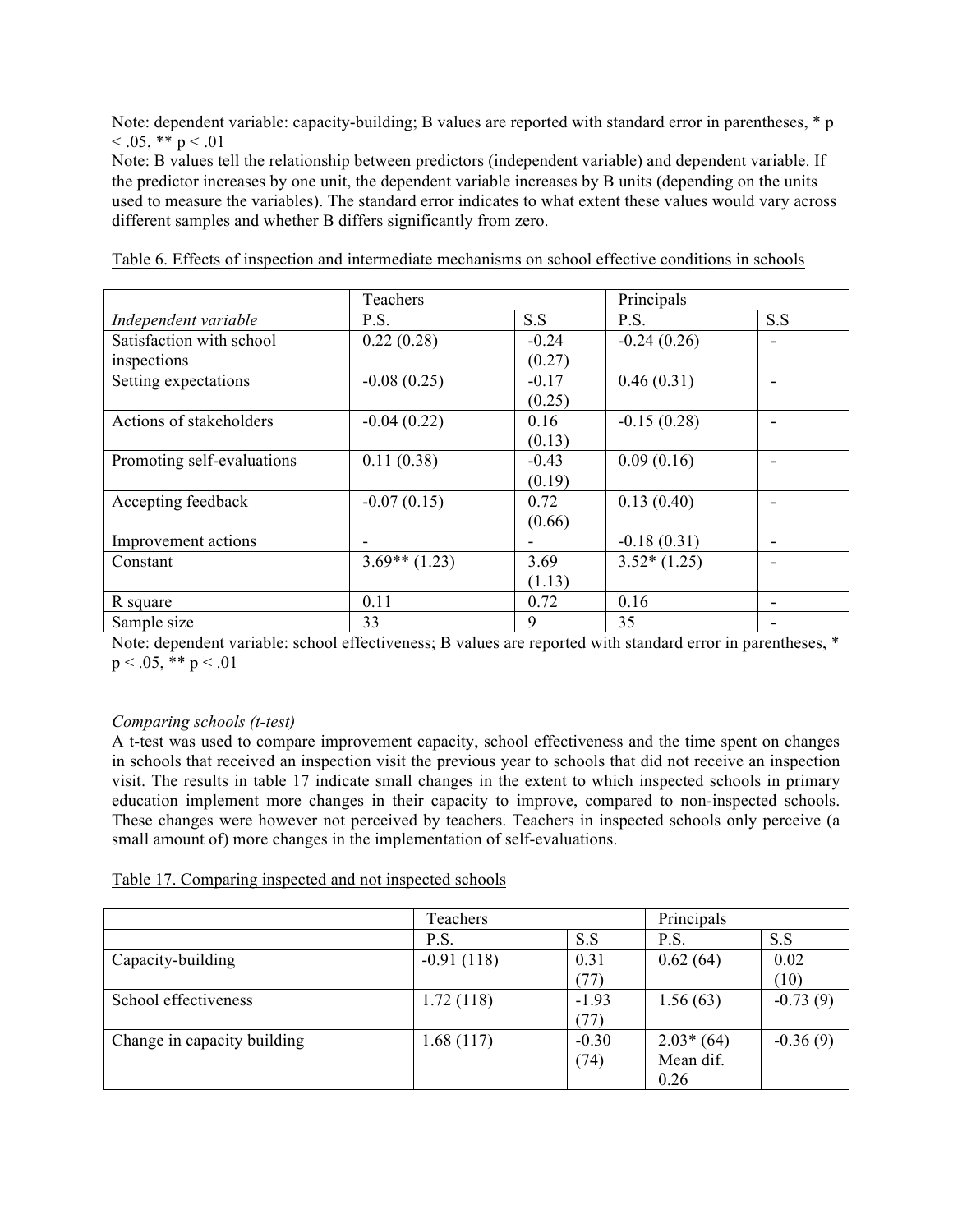Note: dependent variable: capacity-building; B values are reported with standard error in parentheses, * $p < .05$, ** $p < .01$

Note: B values tell the relationship between predictors (independent variable) and dependent variable. If the predictor increases by one unit, the dependent variable increases by B units (depending on the units used to measure the variables). The standard error indicates to what extent these values would vary across different samples and whether B differs significantly from zero.

Table 6. Effects of inspection and intermediate mechanisms on school effective conditions in schools

| | Teachers | | Principals | |
|---|---|---|---|---|
| *Independent variable* | P.S. | S.S | P.S. | S.S |
| Satisfaction with school inspections | 0.22 (0.28) | -0.24 (0.27) | -0.24 (0.26) | - |
| Setting expectations | -0.08 (0.25) | -0.17 (0.25) | 0.46 (0.31) | - |
| Actions of stakeholders | -0.04 (0.22) | 0.16 (0.13) | -0.15 (0.28) | - |
| Promoting self-evaluations | 0.11 (0.38) | -0.43 (0.19) | 0.09 (0.16) | - |
| Accepting feedback | -0.07 (0.15) | 0.72 (0.66) | 0.13 (0.40) | - |
| Improvement actions | - | - | -0.18 (0.31) | - |
| Constant | 3.69** (1.23) | 3.69 (1.13) | 3.52* (1.25) | - |
| R square | 0.11 | 0.72 | 0.16 | - |
| Sample size | 33 | 9 | 35 | - |

Note: dependent variable: school effectiveness; B values are reported with standard error in parentheses, * $p < .05$, ** $p < .01$

*Comparing schools (t-test)*

A t-test was used to compare improvement capacity, school effectiveness and the time spent on changes in schools that received an inspection visit the previous year to schools that did not receive an inspection visit. The results in table 17 indicate small changes in the extent to which inspected schools in primary education implement more changes in their capacity to improve, compared to non-inspected schools. These changes were however not perceived by teachers. Teachers in inspected schools only perceive (a small amount of) more changes in the implementation of self-evaluations.

Table 17. Comparing inspected and not inspected schools

| | Teachers | | Principals | |
|---|---|---|---|---|
| | P.S. | S.S | P.S. | S.S |
| Capacity-building | -0.91 (118) | 0.31 (77) | 0.62 (64) | 0.02 (10) |
| School effectiveness | 1.72 (118) | -1.93 (77) | 1.56 (63) | -0.73 (9) |
| Change in capacity building | 1.68 (117) | -0.30 (74) | 2.03* (64) Mean dif. 0.26 | -0.36 (9) |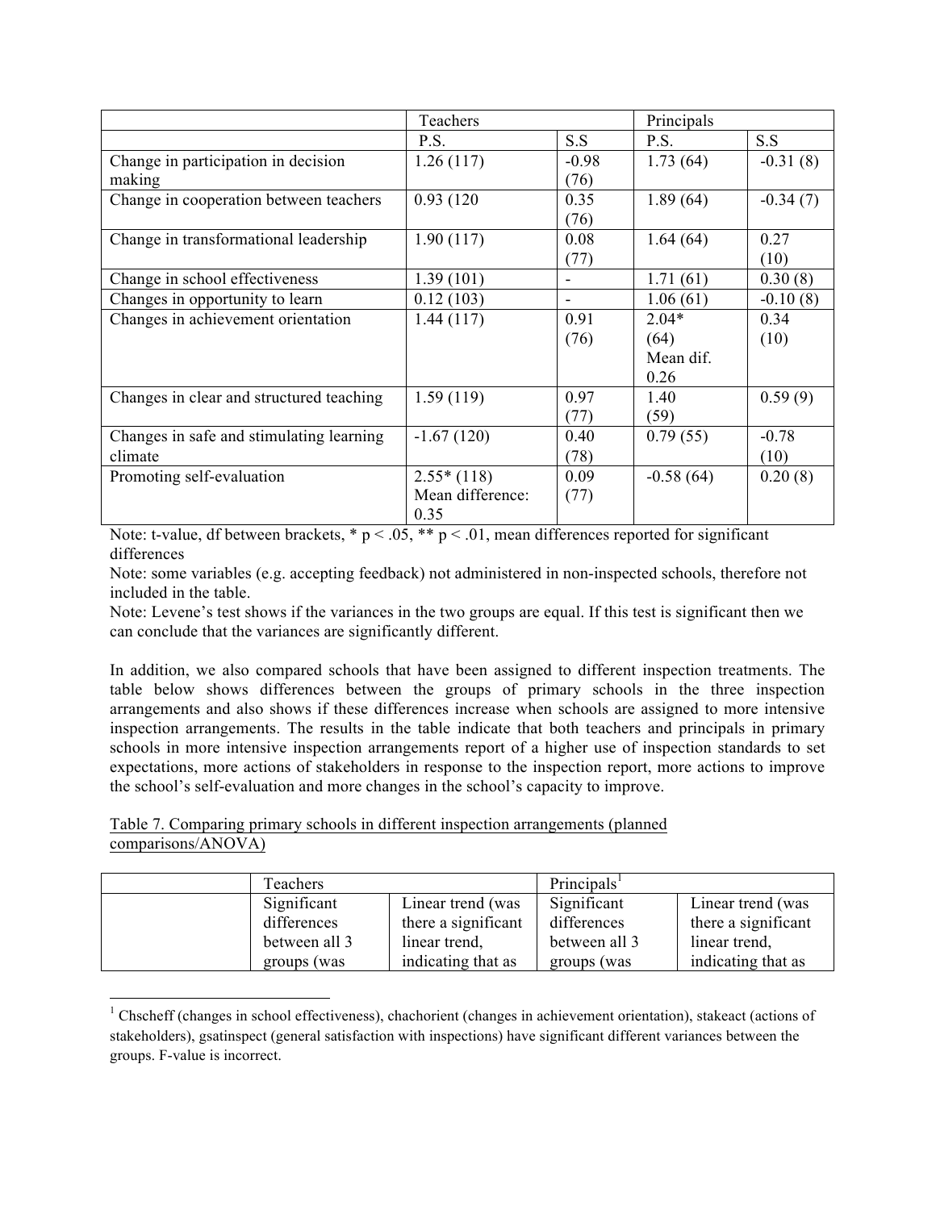| | Teachers | | Principals | |
|---|---|---|---|---|
| | P.S. | S.S | P.S. | S.S |
| Change in participation in decision making | 1.26 (117) | -0.98 (76) | 1.73 (64) | -0.31 (8) |
| Change in cooperation between teachers | 0.93 (120 | 0.35 (76) | 1.89 (64) | -0.34 (7) |
| Change in transformational leadership | 1.90 (117) | 0.08 (77) | 1.64 (64) | 0.27 (10) |
| Change in school effectiveness | 1.39 (101) | - | 1.71 (61) | 0.30 (8) |
| Changes in opportunity to learn | 0.12 (103) | - | 1.06 (61) | -0.10 (8) |
| Changes in achievement orientation | 1.44 (117) | 0.91 (76) | 2.04* (64) Mean dif. 0.26 | 0.34 (10) |
| Changes in clear and structured teaching | 1.59 (119) | 0.97 (77) | 1.40 (59) | 0.59 (9) |
| Changes in safe and stimulating learning climate | -1.67 (120) | 0.40 (78) | 0.79 (55) | -0.78 (10) |
| Promoting self-evaluation | 2.55* (118) Mean difference: 0.35 | 0.09 (77) | -0.58 (64) | 0.20 (8) |

Note: t-value, df between brackets, * $p < .05$, ** $p < .01$, mean differences reported for significant differences

Note: some variables (e.g. accepting feedback) not administered in non-inspected schools, therefore not included in the table.

Note: Levene's test shows if the variances in the two groups are equal. If this test is significant then we can conclude that the variances are significantly different.

In addition, we also compared schools that have been assigned to different inspection treatments. The table below shows differences between the groups of primary schools in the three inspection arrangements and also shows if these differences increase when schools are assigned to more intensive inspection arrangements. The results in the table indicate that both teachers and principals in primary schools in more intensive inspection arrangements report of a higher use of inspection standards to set expectations, more actions of stakeholders in response to the inspection report, more actions to improve the school's self-evaluation and more changes in the school's capacity to improve.

Table 7. Comparing primary schools in different inspection arrangements (planned comparisons/ANOVA)

| | Teachers | | Principals[1] | |
|---|---|---|---|---|
| | Significant differences between all 3 groups (was | Linear trend (was there a significant linear trend, indicating that as | Significant differences between all 3 groups (was | Linear trend (was there a significant linear trend, indicating that as |

[1] Chscheff (changes in school effectiveness), chachorient (changes in achievement orientation), stakeact (actions of stakeholders), gsatinspect (general satisfaction with inspections) have significant different variances between the groups. F-value is incorrect.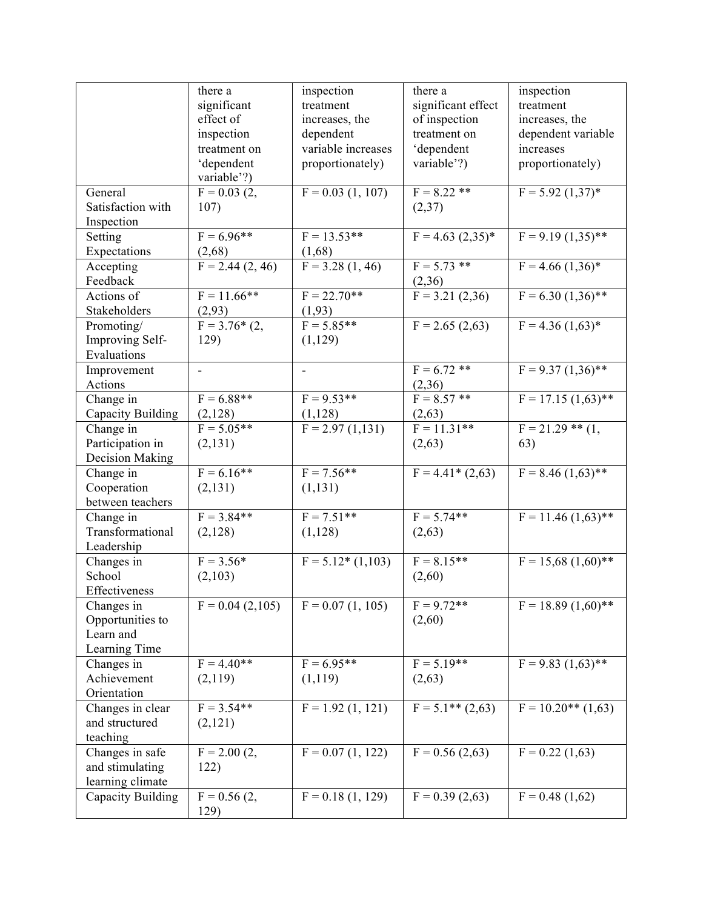| | there a significant effect of inspection treatment on 'dependent variable'?) | inspection treatment increases, the dependent variable increases proportionately) | there a significant effect of inspection treatment on 'dependent variable'?) | inspection treatment increases, the dependent variable increases proportionately) |
|---|---|---|---|---|
| General Satisfaction with Inspection | F = 0.03 (2, 107) | F = 0.03 (1, 107) | F = 8.22 ** (2,37) | F = 5.92 (1,37)* |
| Setting Expectations | F = 6.96** (2,68) | F = 13.53** (1,68) | F = 4.63 (2,35)* | F = 9.19 (1,35)** |
| Accepting Feedback | F = 2.44 (2, 46) | F = 3.28 (1, 46) | F = 5.73 ** (2,36) | F = 4.66 (1,36)* |
| Actions of Stakeholders | F = 11.66** (2,93) | F = 22.70** (1,93) | F = 3.21 (2,36) | F = 6.30 (1,36)** |
| Promoting/ Improving Self-Evaluations | F = 3.76* (2, 129) | F = 5.85** (1,129) | F = 2.65 (2,63) | F = 4.36 (1,63)* |
| Improvement Actions | - | - | F = 6.72 ** (2,36) | F = 9.37 (1,36)** |
| Change in Capacity Building | F = 6.88** (2,128) | F = 9.53** (1,128) | F = 8.57 ** (2,63) | F = 17.15 (1,63)** |
| Change in Participation in Decision Making | F = 5.05** (2,131) | F = 2.97 (1,131) | F = 11.31** (2,63) | F = 21.29 ** (1, 63) |
| Change in Cooperation between teachers | F = 6.16** (2,131) | F = 7.56** (1,131) | F = 4.41* (2,63) | F = 8.46 (1,63)** |
| Change in Transformational Leadership | F = 3.84** (2,128) | F = 7.51** (1,128) | F = 5.74** (2,63) | F = 11.46 (1,63)** |
| Changes in School Effectiveness | F = 3.56* (2,103) | F = 5.12* (1,103) | F = 8.15** (2,60) | F = 15,68 (1,60)** |
| Changes in Opportunities to Learn and Learning Time | F = 0.04 (2,105) | F = 0.07 (1, 105) | F = 9.72** (2,60) | F = 18.89 (1,60)** |
| Changes in Achievement Orientation | F = 4.40** (2,119) | F = 6.95** (1,119) | F = 5.19** (2,63) | F = 9.83 (1,63)** |
| Changes in clear and structured teaching | F = 3.54** (2,121) | F = 1.92 (1, 121) | F = 5.1** (2,63) | F = 10.20** (1,63) |
| Changes in safe and stimulating learning climate | F = 2.00 (2, 122) | F = 0.07 (1, 122) | F = 0.56 (2,63) | F = 0.22 (1,63) |
| Capacity Building | F = 0.56 (2, 129) | F = 0.18 (1, 129) | F = 0.39 (2,63) | F = 0.48 (1,62) |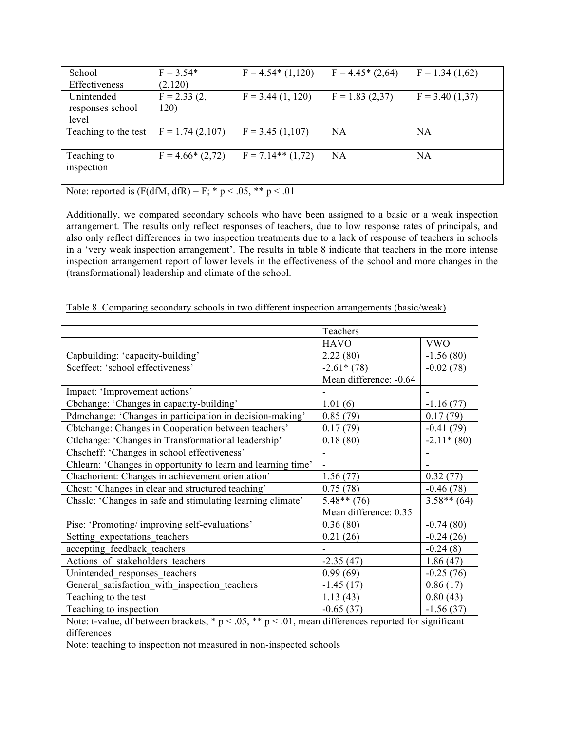| School Effectiveness | F = 3.54* (2,120) | F = 4.54* (1,120) | F = 4.45* (2,64) | F = 1.34 (1,62) |
|---|---|---|---|---|
| Unintended responses school level | F = 2.33 (2, 120) | F = 3.44 (1, 120) | F = 1.83 (2,37) | F = 3.40 (1,37) |
| Teaching to the test | F = 1.74 (2,107) | F = 3.45 (1,107) | NA | NA |
| Teaching to inspection | F = 4.66* (2,72) | F = 7.14** (1,72) | NA | NA |

Note: reported is (F(dfM, dfR) = F; * p < .05, ** p < .01

Additionally, we compared secondary schools who have been assigned to a basic or a weak inspection arrangement. The results only reflect responses of teachers, due to low response rates of principals, and also only reflect differences in two inspection treatments due to a lack of response of teachers in schools in a 'very weak inspection arrangement'. The results in table 8 indicate that teachers in the more intense inspection arrangement report of lower levels in the effectiveness of the school and more changes in the (transformational) leadership and climate of the school.

Table 8. Comparing secondary schools in two different inspection arrangements (basic/weak)

| | Teachers | |
|---|---|---|
| | HAVO | VWO |
| Capbuilding: 'capacity-building' | 2.22 (80) | -1.56 (80) |
| Sceffect: 'school effectiveness' | -2.61* (78) Mean difference: -0.64 | -0.02 (78) |
| Impact: 'Improvement actions' | - | - |
| Cbchange: 'Changes in capacity-building' | 1.01 (6) | -1.16 (77) |
| Pdmchange: 'Changes in participation in decision-making' | 0.85 (79) | 0.17 (79) |
| Cbtchange: Changes in Cooperation between teachers' | 0.17 (79) | -0.41 (79) |
| Ctlchange: 'Changes in Transformational leadership' | 0.18 (80) | -2.11* (80) |
| Chscheff: 'Changes in school effectiveness' | - | - |
| Chlearn: 'Changes in opportunity to learn and learning time' | - | - |
| Chachorient: Changes in achievement orientation' | 1.56 (77) | 0.32 (77) |
| Chcst: 'Changes in clear and structured teaching' | 0.75 (78) | -0.46 (78) |
| Chsslc: 'Changes in safe and stimulating learning climate' | 5.48** (76) Mean difference: 0.35 | 3.58** (64) |
| Pise: 'Promoting/ improving self-evaluations' | 0.36 (80) | -0.74 (80) |
| Setting_expectations_teachers | 0.21 (26) | -0.24 (26) |
| accepting_feedback_teachers | - | -0.24 (8) |
| Actions_of_stakeholders_teachers | -2.35 (47) | 1.86 (47) |
| Unintended_responses_teachers | 0.99 (69) | -0.25 (76) |
| General_satisfaction_with_inspection_teachers | -1.45 (17) | 0.86 (17) |
| Teaching to the test | 1.13 (43) | 0.80 (43) |
| Teaching to inspection | -0.65 (37) | -1.56 (37) |

Note: t-value, df between brackets, * p < .05, ** p < .01, mean differences reported for significant differences

Note: teaching to inspection not measured in non-inspected schools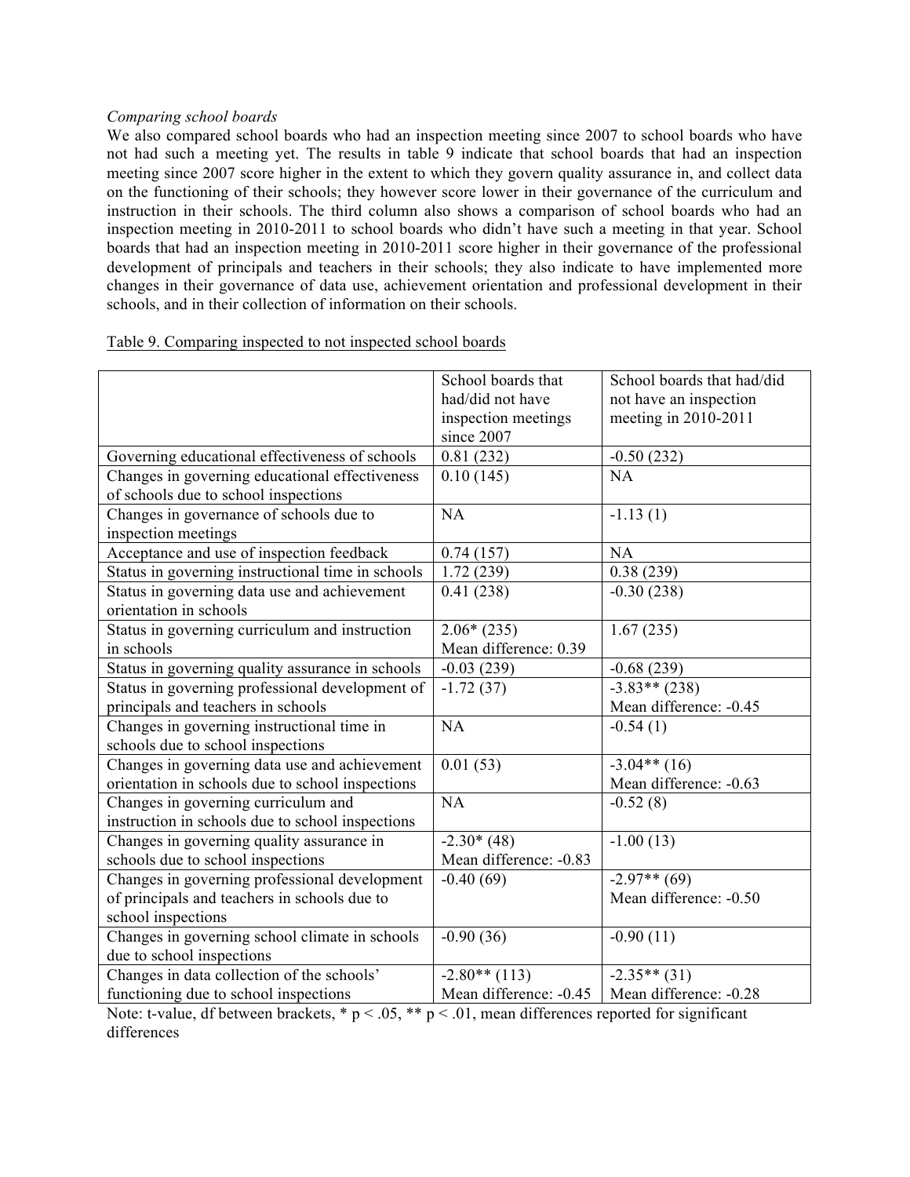*Comparing school boards*

We also compared school boards who had an inspection meeting since 2007 to school boards who have not had such a meeting yet. The results in table 9 indicate that school boards that had an inspection meeting since 2007 score higher in the extent to which they govern quality assurance in, and collect data on the functioning of their schools; they however score lower in their governance of the curriculum and instruction in their schools. The third column also shows a comparison of school boards who had an inspection meeting in 2010-2011 to school boards who didn't have such a meeting in that year. School boards that had an inspection meeting in 2010-2011 score higher in their governance of the professional development of principals and teachers in their schools; they also indicate to have implemented more changes in their governance of data use, achievement orientation and professional development in their schools, and in their collection of information on their schools.

Table 9. Comparing inspected to not inspected school boards

| | School boards that had/did not have inspection meetings since 2007 | School boards that had/did not have an inspection meeting in 2010-2011 |
|---|---|---|
| Governing educational effectiveness of schools | 0.81 (232) | -0.50 (232) |
| Changes in governing educational effectiveness of schools due to school inspections | 0.10 (145) | NA |
| Changes in governance of schools due to inspection meetings | NA | -1.13 (1) |
| Acceptance and use of inspection feedback | 0.74 (157) | NA |
| Status in governing instructional time in schools | 1.72 (239) | 0.38 (239) |
| Status in governing data use and achievement orientation in schools | 0.41 (238) | -0.30 (238) |
| Status in governing curriculum and instruction in schools | 2.06* (235) Mean difference: 0.39 | 1.67 (235) |
| Status in governing quality assurance in schools | -0.03 (239) | -0.68 (239) |
| Status in governing professional development of principals and teachers in schools | -1.72 (37) | -3.83** (238) Mean difference: -0.45 |
| Changes in governing instructional time in schools due to school inspections | NA | -0.54 (1) |
| Changes in governing data use and achievement orientation in schools due to school inspections | 0.01 (53) | -3.04** (16) Mean difference: -0.63 |
| Changes in governing curriculum and instruction in schools due to school inspections | NA | -0.52 (8) |
| Changes in governing quality assurance in schools due to school inspections | -2.30* (48) Mean difference: -0.83 | -1.00 (13) |
| Changes in governing professional development of principals and teachers in schools due to school inspections | -0.40 (69) | -2.97** (69) Mean difference: -0.50 |
| Changes in governing school climate in schools due to school inspections | -0.90 (36) | -0.90 (11) |
| Changes in data collection of the schools' functioning due to school inspections | -2.80** (113) Mean difference: -0.45 | -2.35** (31) Mean difference: -0.28 |

Note: t-value, df between brackets, * $p < .05$, ** $p < .01$, mean differences reported for significant differences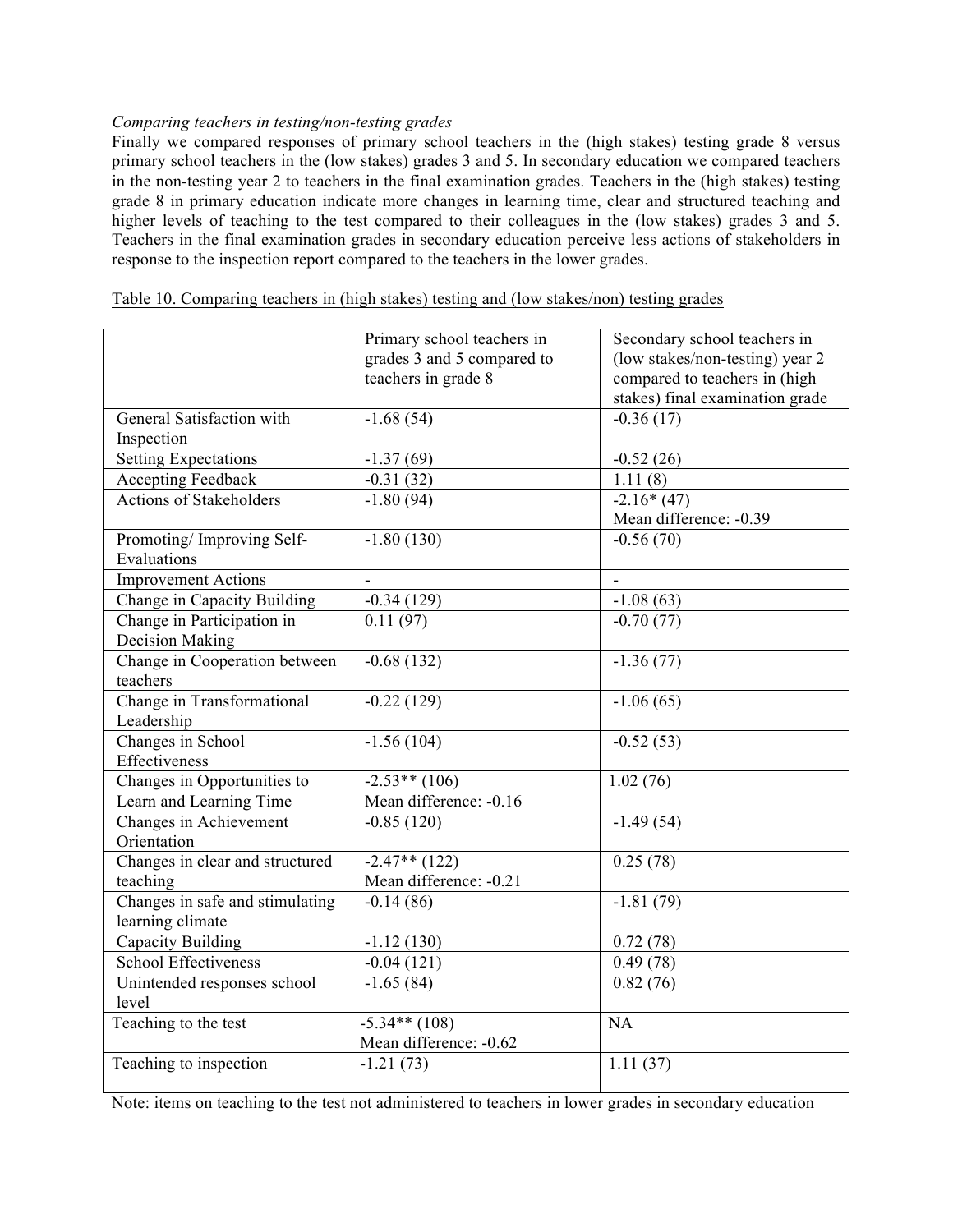*Comparing teachers in testing/non-testing grades*

Finally we compared responses of primary school teachers in the (high stakes) testing grade 8 versus primary school teachers in the (low stakes) grades 3 and 5. In secondary education we compared teachers in the non-testing year 2 to teachers in the final examination grades. Teachers in the (high stakes) testing grade 8 in primary education indicate more changes in learning time, clear and structured teaching and higher levels of teaching to the test compared to their colleagues in the (low stakes) grades 3 and 5. Teachers in the final examination grades in secondary education perceive less actions of stakeholders in response to the inspection report compared to the teachers in the lower grades.

Table 10. Comparing teachers in (high stakes) testing and (low stakes/non) testing grades

| | Primary school teachers in grades 3 and 5 compared to teachers in grade 8 | Secondary school teachers in (low stakes/non-testing) year 2 compared to teachers in (high stakes) final examination grade |
|---|---|---|
| General Satisfaction with Inspection | -1.68 (54) | -0.36 (17) |
| Setting Expectations | -1.37 (69) | -0.52 (26) |
| Accepting Feedback | -0.31 (32) | 1.11 (8) |
| Actions of Stakeholders | -1.80 (94) | -2.16* (47) Mean difference: -0.39 |
| Promoting/ Improving Self-Evaluations | -1.80 (130) | -0.56 (70) |
| Improvement Actions | - | - |
| Change in Capacity Building | -0.34 (129) | -1.08 (63) |
| Change in Participation in Decision Making | 0.11 (97) | -0.70 (77) |
| Change in Cooperation between teachers | -0.68 (132) | -1.36 (77) |
| Change in Transformational Leadership | -0.22 (129) | -1.06 (65) |
| Changes in School Effectiveness | -1.56 (104) | -0.52 (53) |
| Changes in Opportunities to Learn and Learning Time | -2.53** (106) Mean difference: -0.16 | 1.02 (76) |
| Changes in Achievement Orientation | -0.85 (120) | -1.49 (54) |
| Changes in clear and structured teaching | -2.47** (122) Mean difference: -0.21 | 0.25 (78) |
| Changes in safe and stimulating learning climate | -0.14 (86) | -1.81 (79) |
| Capacity Building | -1.12 (130) | 0.72 (78) |
| School Effectiveness | -0.04 (121) | 0.49 (78) |
| Unintended responses school level | -1.65 (84) | 0.82 (76) |
| Teaching to the test | -5.34** (108) Mean difference: -0.62 | NA |
| Teaching to inspection | -1.21 (73) | 1.11 (37) |

Note: items on teaching to the test not administered to teachers in lower grades in secondary education